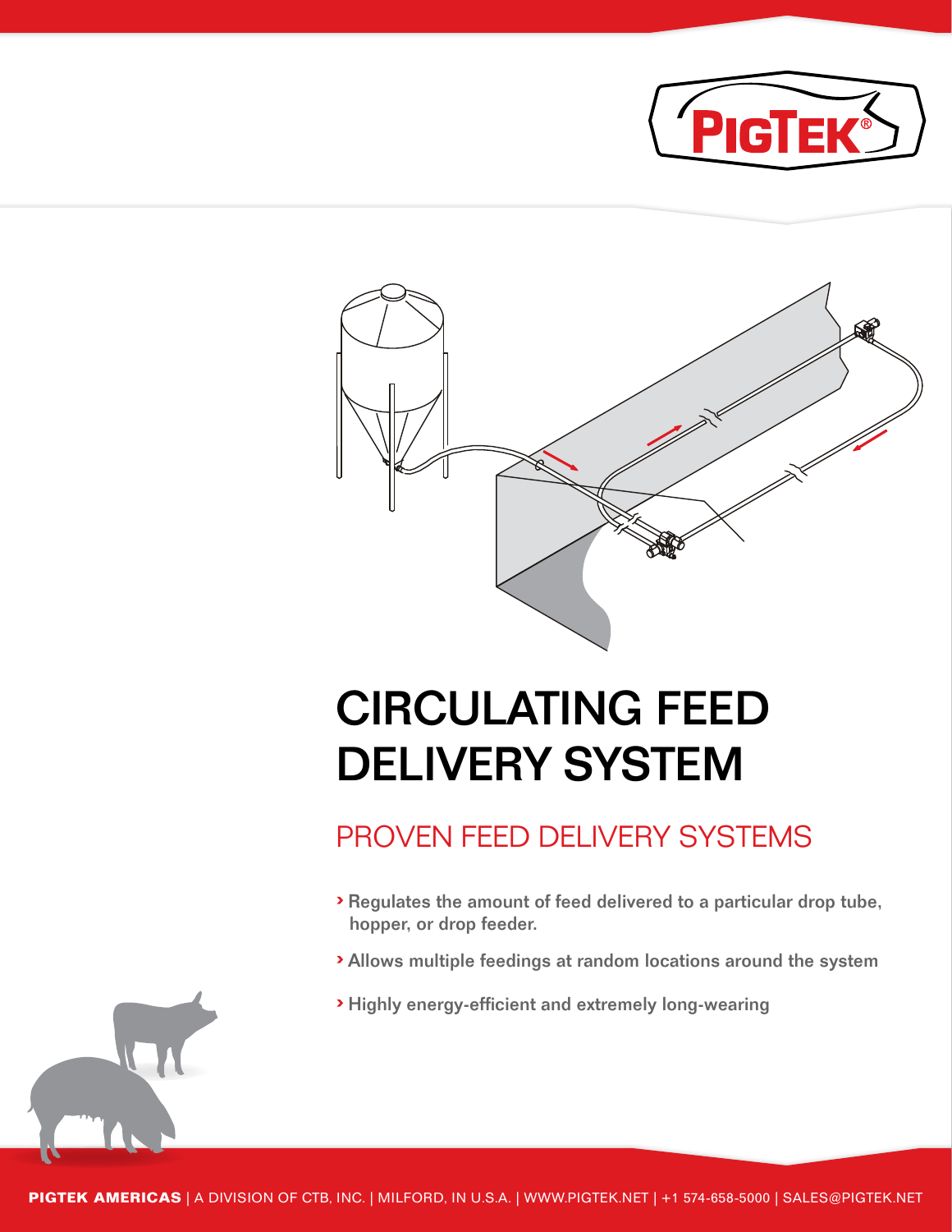# CIRCULATING FEED DELIVERY SYSTEM

## PROVEN FEED DELIVERY SYSTEMS

- Regulates the amount of feed delivered to a particular drop tube, hopper, or drop feeder.
- Allows multiple feedings at random locations around the system
- Highly energy-efficient and extremely long-wearing

**PIGTEK AMERICAS** | A DIVISION OF CTB, INC. | MILFORD, IN U.S.A. | WWW.PIGTEK.NET | +1 574-658-5000 | SALES@PIGTEK.NET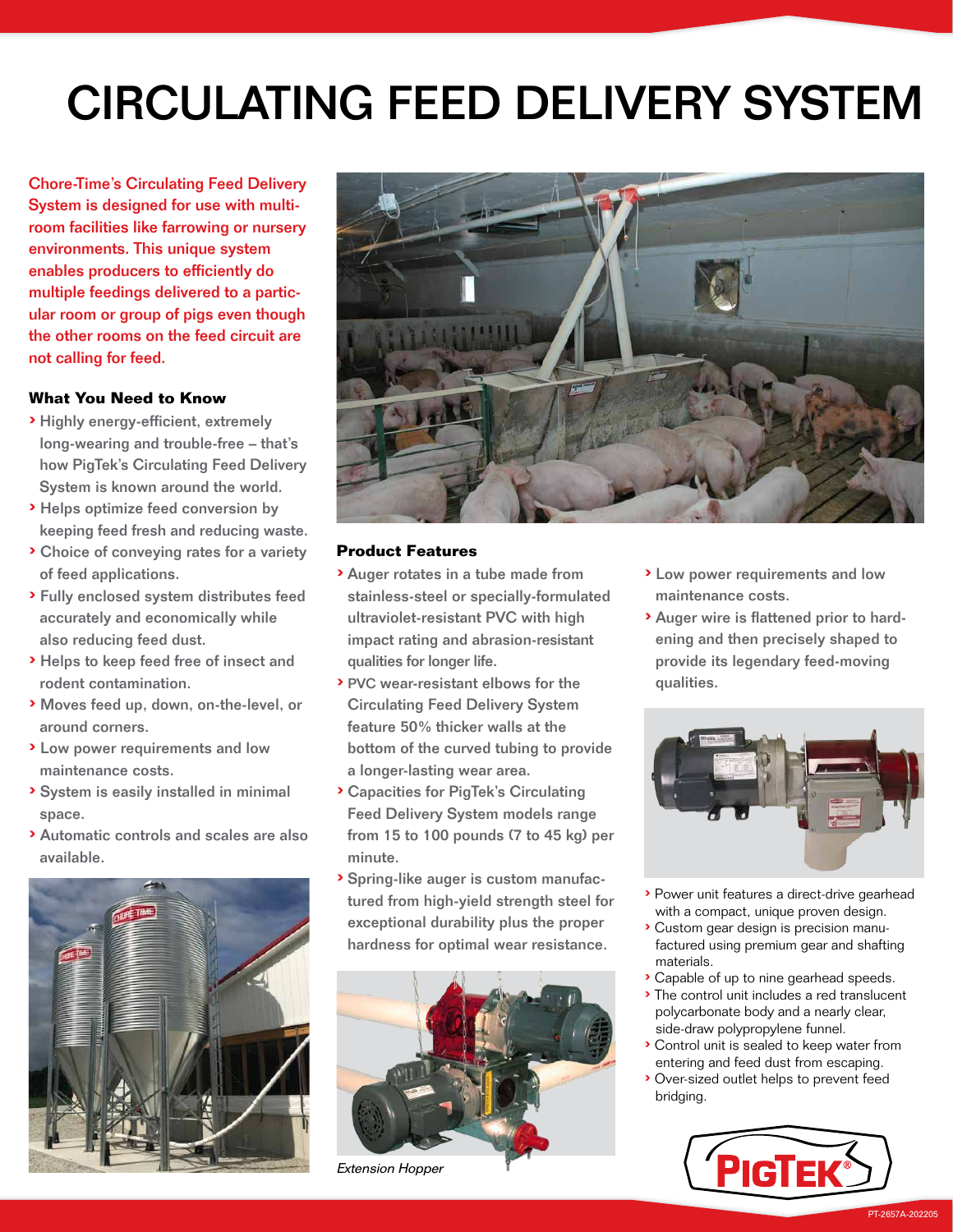# CIRCULATING FEED DELIVERY SYSTEM

Chore-Time's Circulating Feed Delivery System is designed for use with multi-room facilities like farrowing or nursery environments. This unique system enables producers to efficiently do multiple feedings delivered to a particular room or group of pigs even though the other rooms on the feed circuit are not calling for feed.

### What You Need to Know

- Highly energy-efficient, extremely long-wearing and trouble-free – that's how PigTek's Circulating Feed Delivery System is known around the world.
- Helps optimize feed conversion by keeping feed fresh and reducing waste.
- Choice of conveying rates for a variety of feed applications.
- Fully enclosed system distributes feed accurately and economically while also reducing feed dust.
- Helps to keep feed free of insect and rodent contamination.
- Moves feed up, down, on-the-level, or around corners.
- Low power requirements and low maintenance costs.
- System is easily installed in minimal space.
- Automatic controls and scales are also available.

### Product Features

- Auger rotates in a tube made from stainless-steel or specially-formulated ultraviolet-resistant PVC with high impact rating and abrasion-resistant qualities for longer life.
- PVC wear-resistant elbows for the Circulating Feed Delivery System feature 50% thicker walls at the bottom of the curved tubing to provide a longer-lasting wear area.
- Capacities for PigTek's Circulating Feed Delivery System models range from 15 to 100 pounds (7 to 45 kg) per minute.
- Spring-like auger is custom manufactured from high-yield strength steel for exceptional durability plus the proper hardness for optimal wear resistance.
- Low power requirements and low maintenance costs.
- Auger wire is flattened prior to hardening and then precisely shaped to provide its legendary feed-moving qualities.

*Extension Hopper*

- Power unit features a direct-drive gearhead with a compact, unique proven design.
- Custom gear design is precision manufactured using premium gear and shafting materials.
- Capable of up to nine gearhead speeds.
- The control unit includes a red translucent polycarbonate body and a nearly clear, side-draw polypropylene funnel.
- Control unit is sealed to keep water from entering and feed dust from escaping.
- Over-sized outlet helps to prevent feed bridging.

PIGTEK®

PT-2657A-202205